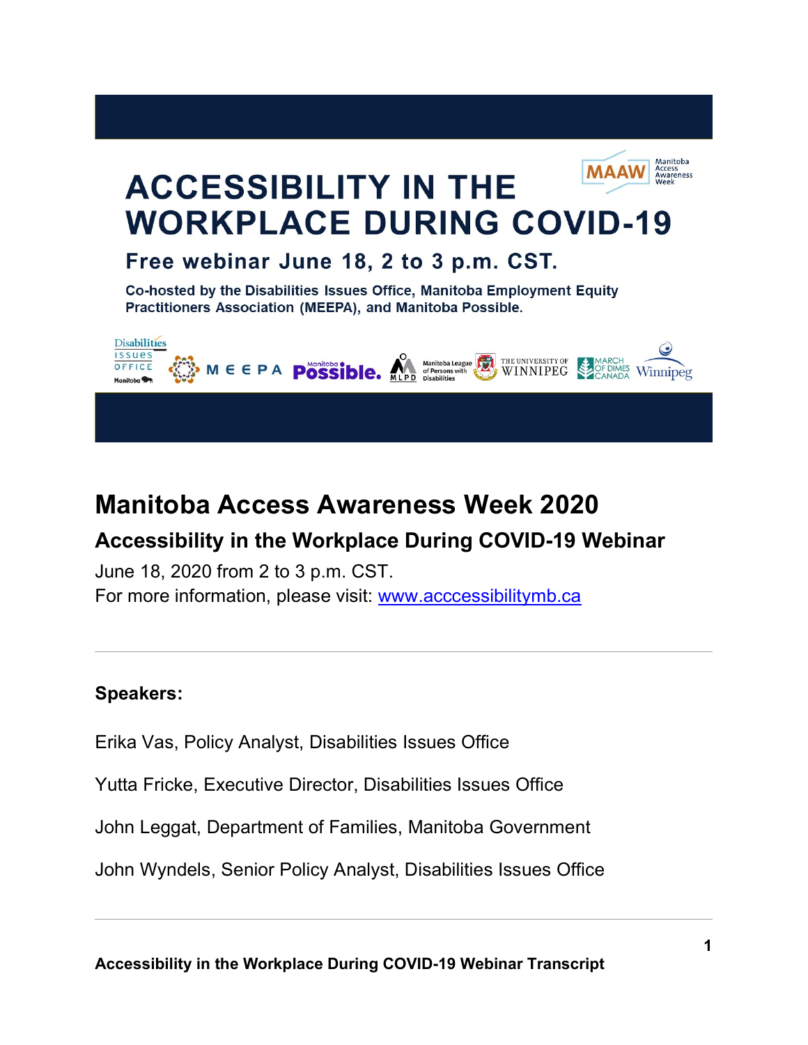# ACCESSIBILITY IN THE WORKPLACE DURING COVID-19

**Free webinar June 18, 2 to 3 p.m. CST.**

**Co-hosted by the Disabilities Issues Office, Manitoba Employment Equity Practitioners Association (MEEPA), and Manitoba Possible.**

# Manitoba Access Awareness Week 2020

## Accessibility in the Workplace During COVID-19 Webinar

June 18, 2020 from 2 to 3 p.m. CST.
For more information, please visit: [www.acccessibilitymb.ca](www.acccessibilitymb.ca)

---

**Speakers:**

Erika Vas, Policy Analyst, Disabilities Issues Office

Yutta Fricke, Executive Director, Disabilities Issues Office

John Leggat, Department of Families, Manitoba Government

John Wyndels, Senior Policy Analyst, Disabilities Issues Office

---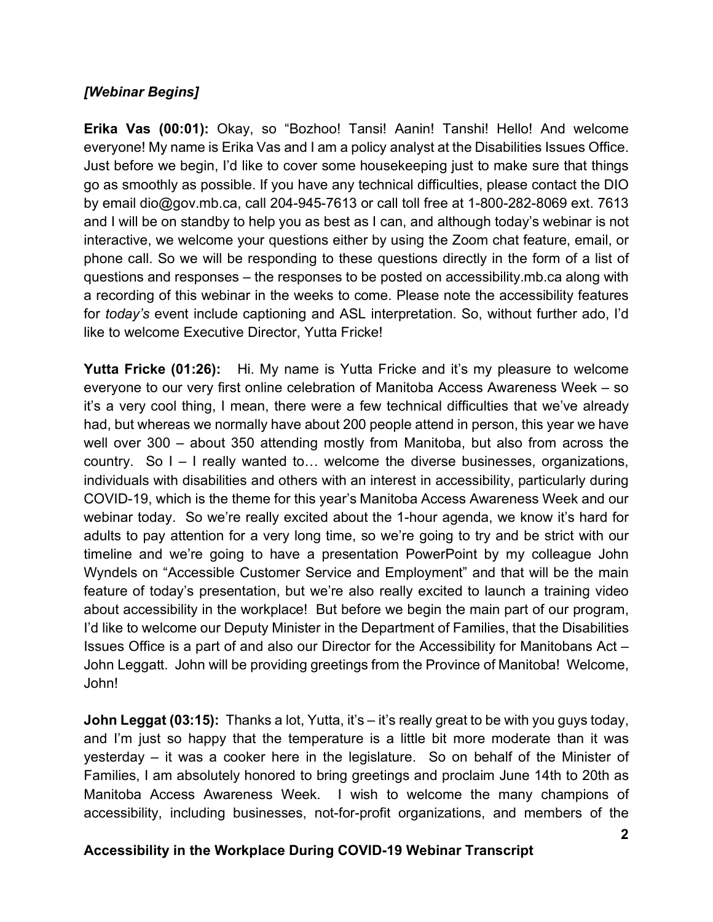***[Webinar Begins]***

**Erika Vas (00:01):** Okay, so "Bozhoo! Tansi! Aanin! Tanshi! Hello! And welcome everyone! My name is Erika Vas and I am a policy analyst at the Disabilities Issues Office. Just before we begin, I'd like to cover some housekeeping just to make sure that things go as smoothly as possible. If you have any technical difficulties, please contact the DIO by email dio@gov.mb.ca, call 204-945-7613 or call toll free at 1-800-282-8069 ext. 7613 and I will be on standby to help you as best as I can, and although today's webinar is not interactive, we welcome your questions either by using the Zoom chat feature, email, or phone call. So we will be responding to these questions directly in the form of a list of questions and responses – the responses to be posted on accessibility.mb.ca along with a recording of this webinar in the weeks to come. Please note the accessibility features for *today's* event include captioning and ASL interpretation. So, without further ado, I'd like to welcome Executive Director, Yutta Fricke!

**Yutta Fricke (01:26):** Hi. My name is Yutta Fricke and it's my pleasure to welcome everyone to our very first online celebration of Manitoba Access Awareness Week – so it's a very cool thing, I mean, there were a few technical difficulties that we've already had, but whereas we normally have about 200 people attend in person, this year we have well over 300 – about 350 attending mostly from Manitoba, but also from across the country. So I – I really wanted to… welcome the diverse businesses, organizations, individuals with disabilities and others with an interest in accessibility, particularly during COVID-19, which is the theme for this year's Manitoba Access Awareness Week and our webinar today. So we're really excited about the 1-hour agenda, we know it's hard for adults to pay attention for a very long time, so we're going to try and be strict with our timeline and we're going to have a presentation PowerPoint by my colleague John Wyndels on "Accessible Customer Service and Employment" and that will be the main feature of today's presentation, but we're also really excited to launch a training video about accessibility in the workplace! But before we begin the main part of our program, I'd like to welcome our Deputy Minister in the Department of Families, that the Disabilities Issues Office is a part of and also our Director for the Accessibility for Manitobans Act – John Leggatt. John will be providing greetings from the Province of Manitoba! Welcome, John!

**John Leggat (03:15):** Thanks a lot, Yutta, it's – it's really great to be with you guys today, and I'm just so happy that the temperature is a little bit more moderate than it was yesterday – it was a cooker here in the legislature. So on behalf of the Minister of Families, I am absolutely honored to bring greetings and proclaim June 14th to 20th as Manitoba Access Awareness Week. I wish to welcome the many champions of accessibility, including businesses, not-for-profit organizations, and members of the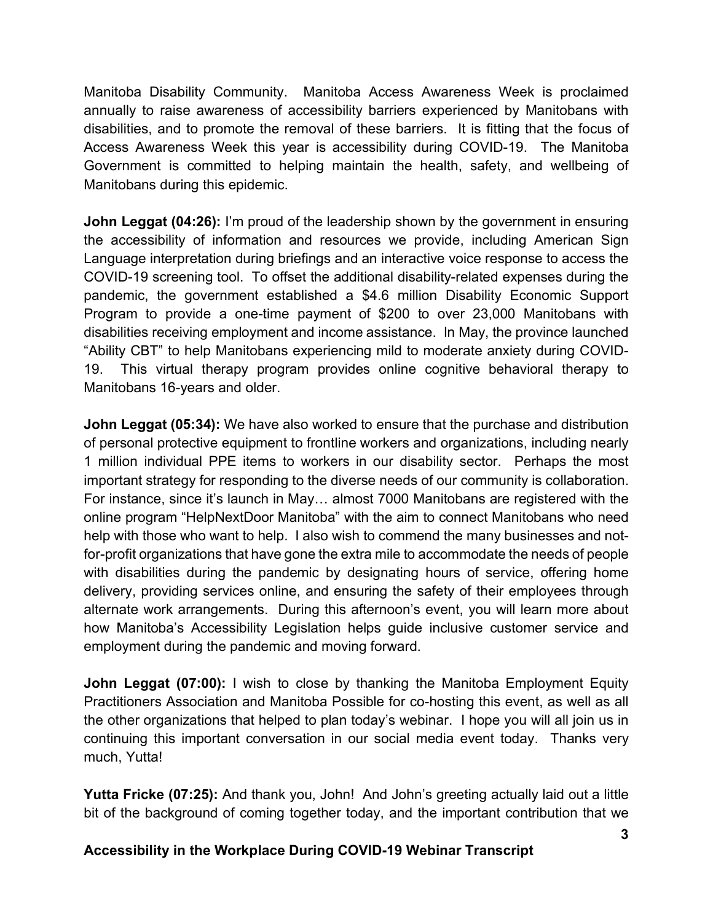Manitoba Disability Community. Manitoba Access Awareness Week is proclaimed annually to raise awareness of accessibility barriers experienced by Manitobans with disabilities, and to promote the removal of these barriers. It is fitting that the focus of Access Awareness Week this year is accessibility during COVID-19. The Manitoba Government is committed to helping maintain the health, safety, and wellbeing of Manitobans during this epidemic.

**John Leggat (04:26):** I'm proud of the leadership shown by the government in ensuring the accessibility of information and resources we provide, including American Sign Language interpretation during briefings and an interactive voice response to access the COVID-19 screening tool. To offset the additional disability-related expenses during the pandemic, the government established a $4.6 million Disability Economic Support Program to provide a one-time payment of $200 to over 23,000 Manitobans with disabilities receiving employment and income assistance. In May, the province launched "Ability CBT" to help Manitobans experiencing mild to moderate anxiety during COVID-19. This virtual therapy program provides online cognitive behavioral therapy to Manitobans 16-years and older.

**John Leggat (05:34):** We have also worked to ensure that the purchase and distribution of personal protective equipment to frontline workers and organizations, including nearly 1 million individual PPE items to workers in our disability sector. Perhaps the most important strategy for responding to the diverse needs of our community is collaboration. For instance, since it's launch in May… almost 7000 Manitobans are registered with the online program "HelpNextDoor Manitoba" with the aim to connect Manitobans who need help with those who want to help. I also wish to commend the many businesses and not-for-profit organizations that have gone the extra mile to accommodate the needs of people with disabilities during the pandemic by designating hours of service, offering home delivery, providing services online, and ensuring the safety of their employees through alternate work arrangements. During this afternoon's event, you will learn more about how Manitoba's Accessibility Legislation helps guide inclusive customer service and employment during the pandemic and moving forward.

**John Leggat (07:00):** I wish to close by thanking the Manitoba Employment Equity Practitioners Association and Manitoba Possible for co-hosting this event, as well as all the other organizations that helped to plan today's webinar. I hope you will all join us in continuing this important conversation in our social media event today. Thanks very much, Yutta!

**Yutta Fricke (07:25):** And thank you, John! And John's greeting actually laid out a little bit of the background of coming together today, and the important contribution that we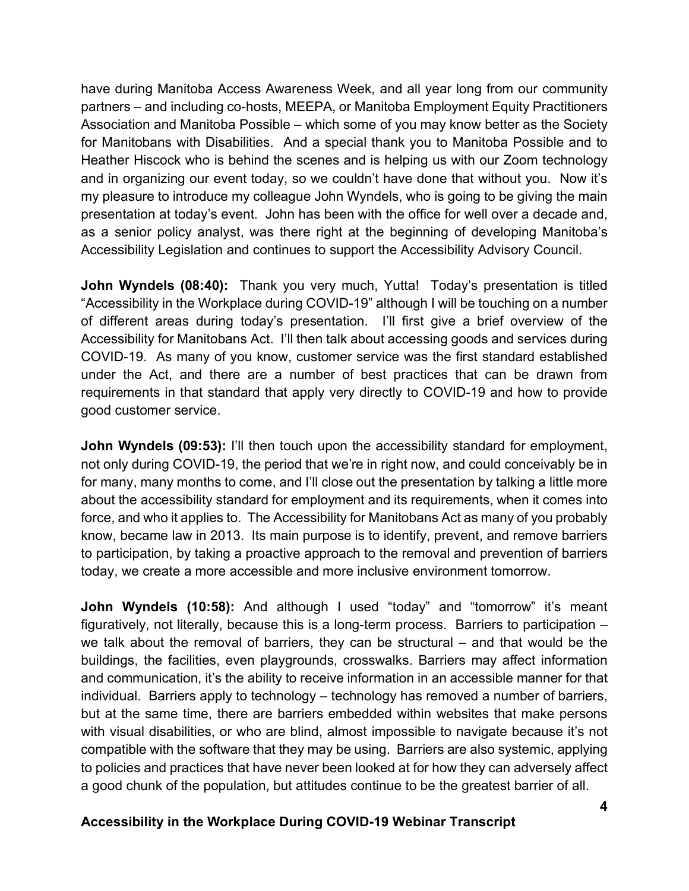have during Manitoba Access Awareness Week, and all year long from our community partners – and including co-hosts, MEEPA, or Manitoba Employment Equity Practitioners Association and Manitoba Possible – which some of you may know better as the Society for Manitobans with Disabilities. And a special thank you to Manitoba Possible and to Heather Hiscock who is behind the scenes and is helping us with our Zoom technology and in organizing our event today, so we couldn't have done that without you. Now it's my pleasure to introduce my colleague John Wyndels, who is going to be giving the main presentation at today's event. John has been with the office for well over a decade and, as a senior policy analyst, was there right at the beginning of developing Manitoba's Accessibility Legislation and continues to support the Accessibility Advisory Council.

**John Wyndels (08:40):** Thank you very much, Yutta! Today's presentation is titled "Accessibility in the Workplace during COVID-19" although I will be touching on a number of different areas during today's presentation. I'll first give a brief overview of the Accessibility for Manitobans Act. I'll then talk about accessing goods and services during COVID-19. As many of you know, customer service was the first standard established under the Act, and there are a number of best practices that can be drawn from requirements in that standard that apply very directly to COVID-19 and how to provide good customer service.

**John Wyndels (09:53):** I'll then touch upon the accessibility standard for employment, not only during COVID-19, the period that we're in right now, and could conceivably be in for many, many months to come, and I'll close out the presentation by talking a little more about the accessibility standard for employment and its requirements, when it comes into force, and who it applies to. The Accessibility for Manitobans Act as many of you probably know, became law in 2013. Its main purpose is to identify, prevent, and remove barriers to participation, by taking a proactive approach to the removal and prevention of barriers today, we create a more accessible and more inclusive environment tomorrow.

**John Wyndels (10:58):** And although I used "today" and "tomorrow" it's meant figuratively, not literally, because this is a long-term process. Barriers to participation – we talk about the removal of barriers, they can be structural – and that would be the buildings, the facilities, even playgrounds, crosswalks. Barriers may affect information and communication, it's the ability to receive information in an accessible manner for that individual. Barriers apply to technology – technology has removed a number of barriers, but at the same time, there are barriers embedded within websites that make persons with visual disabilities, or who are blind, almost impossible to navigate because it's not compatible with the software that they may be using. Barriers are also systemic, applying to policies and practices that have never been looked at for how they can adversely affect a good chunk of the population, but attitudes continue to be the greatest barrier of all.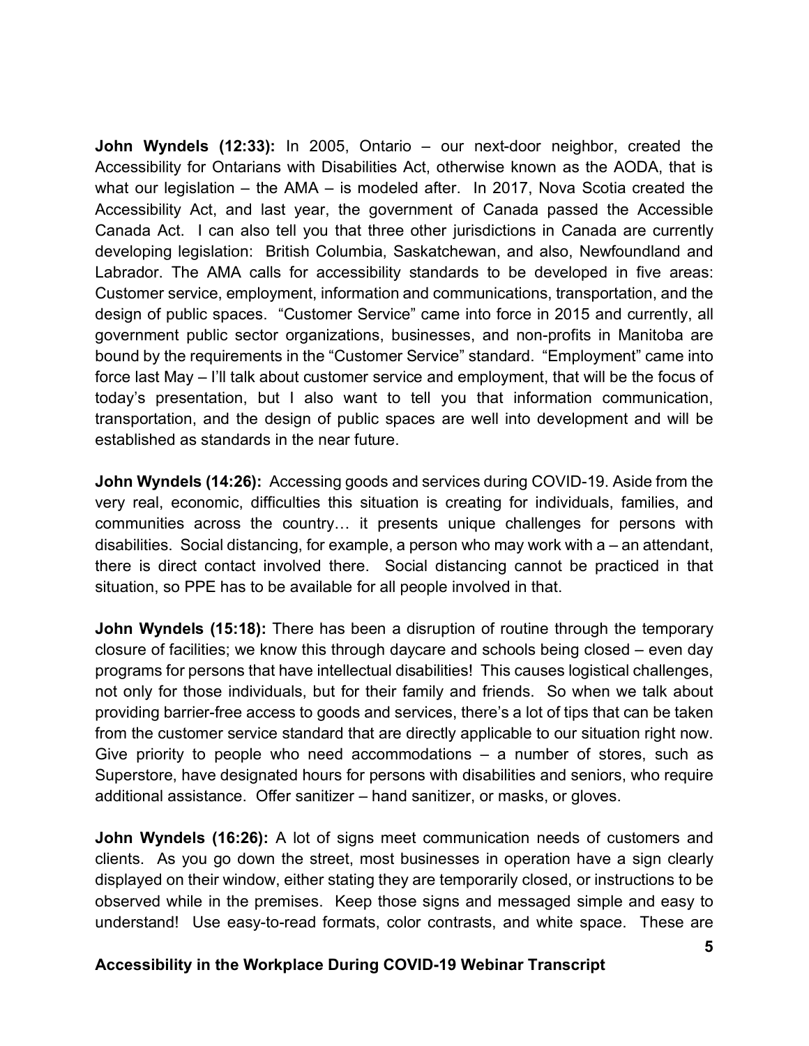**John Wyndels (12:33):** In 2005, Ontario – our next-door neighbor, created the Accessibility for Ontarians with Disabilities Act, otherwise known as the AODA, that is what our legislation – the AMA – is modeled after. In 2017, Nova Scotia created the Accessibility Act, and last year, the government of Canada passed the Accessible Canada Act. I can also tell you that three other jurisdictions in Canada are currently developing legislation: British Columbia, Saskatchewan, and also, Newfoundland and Labrador. The AMA calls for accessibility standards to be developed in five areas: Customer service, employment, information and communications, transportation, and the design of public spaces. "Customer Service" came into force in 2015 and currently, all government public sector organizations, businesses, and non-profits in Manitoba are bound by the requirements in the "Customer Service" standard. "Employment" came into force last May – I'll talk about customer service and employment, that will be the focus of today's presentation, but I also want to tell you that information communication, transportation, and the design of public spaces are well into development and will be established as standards in the near future.

**John Wyndels (14:26):** Accessing goods and services during COVID-19. Aside from the very real, economic, difficulties this situation is creating for individuals, families, and communities across the country… it presents unique challenges for persons with disabilities. Social distancing, for example, a person who may work with a – an attendant, there is direct contact involved there. Social distancing cannot be practiced in that situation, so PPE has to be available for all people involved in that.

**John Wyndels (15:18):** There has been a disruption of routine through the temporary closure of facilities; we know this through daycare and schools being closed – even day programs for persons that have intellectual disabilities! This causes logistical challenges, not only for those individuals, but for their family and friends. So when we talk about providing barrier-free access to goods and services, there's a lot of tips that can be taken from the customer service standard that are directly applicable to our situation right now. Give priority to people who need accommodations – a number of stores, such as Superstore, have designated hours for persons with disabilities and seniors, who require additional assistance. Offer sanitizer – hand sanitizer, or masks, or gloves.

**John Wyndels (16:26):** A lot of signs meet communication needs of customers and clients. As you go down the street, most businesses in operation have a sign clearly displayed on their window, either stating they are temporarily closed, or instructions to be observed while in the premises. Keep those signs and messaged simple and easy to understand! Use easy-to-read formats, color contrasts, and white space. These are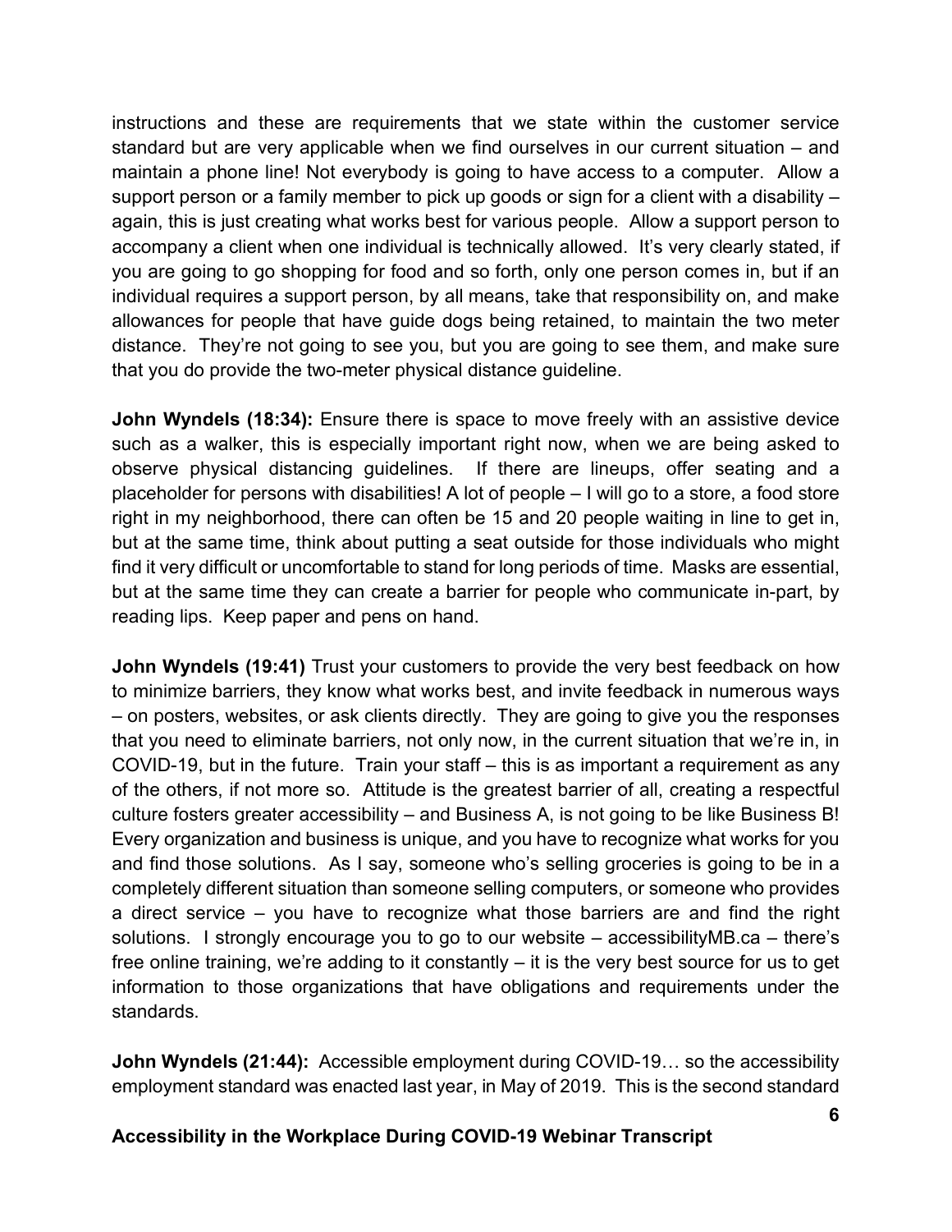instructions and these are requirements that we state within the customer service standard but are very applicable when we find ourselves in our current situation – and maintain a phone line! Not everybody is going to have access to a computer. Allow a support person or a family member to pick up goods or sign for a client with a disability – again, this is just creating what works best for various people. Allow a support person to accompany a client when one individual is technically allowed. It's very clearly stated, if you are going to go shopping for food and so forth, only one person comes in, but if an individual requires a support person, by all means, take that responsibility on, and make allowances for people that have guide dogs being retained, to maintain the two meter distance. They're not going to see you, but you are going to see them, and make sure that you do provide the two-meter physical distance guideline.

**John Wyndels (18:34):** Ensure there is space to move freely with an assistive device such as a walker, this is especially important right now, when we are being asked to observe physical distancing guidelines. If there are lineups, offer seating and a placeholder for persons with disabilities! A lot of people – I will go to a store, a food store right in my neighborhood, there can often be 15 and 20 people waiting in line to get in, but at the same time, think about putting a seat outside for those individuals who might find it very difficult or uncomfortable to stand for long periods of time. Masks are essential, but at the same time they can create a barrier for people who communicate in-part, by reading lips. Keep paper and pens on hand.

**John Wyndels (19:41)** Trust your customers to provide the very best feedback on how to minimize barriers, they know what works best, and invite feedback in numerous ways – on posters, websites, or ask clients directly. They are going to give you the responses that you need to eliminate barriers, not only now, in the current situation that we're in, in COVID-19, but in the future. Train your staff – this is as important a requirement as any of the others, if not more so. Attitude is the greatest barrier of all, creating a respectful culture fosters greater accessibility – and Business A, is not going to be like Business B! Every organization and business is unique, and you have to recognize what works for you and find those solutions. As I say, someone who's selling groceries is going to be in a completely different situation than someone selling computers, or someone who provides a direct service – you have to recognize what those barriers are and find the right solutions. I strongly encourage you to go to our website – accessibilityMB.ca – there's free online training, we're adding to it constantly – it is the very best source for us to get information to those organizations that have obligations and requirements under the standards.

**John Wyndels (21:44):** Accessible employment during COVID-19… so the accessibility employment standard was enacted last year, in May of 2019. This is the second standard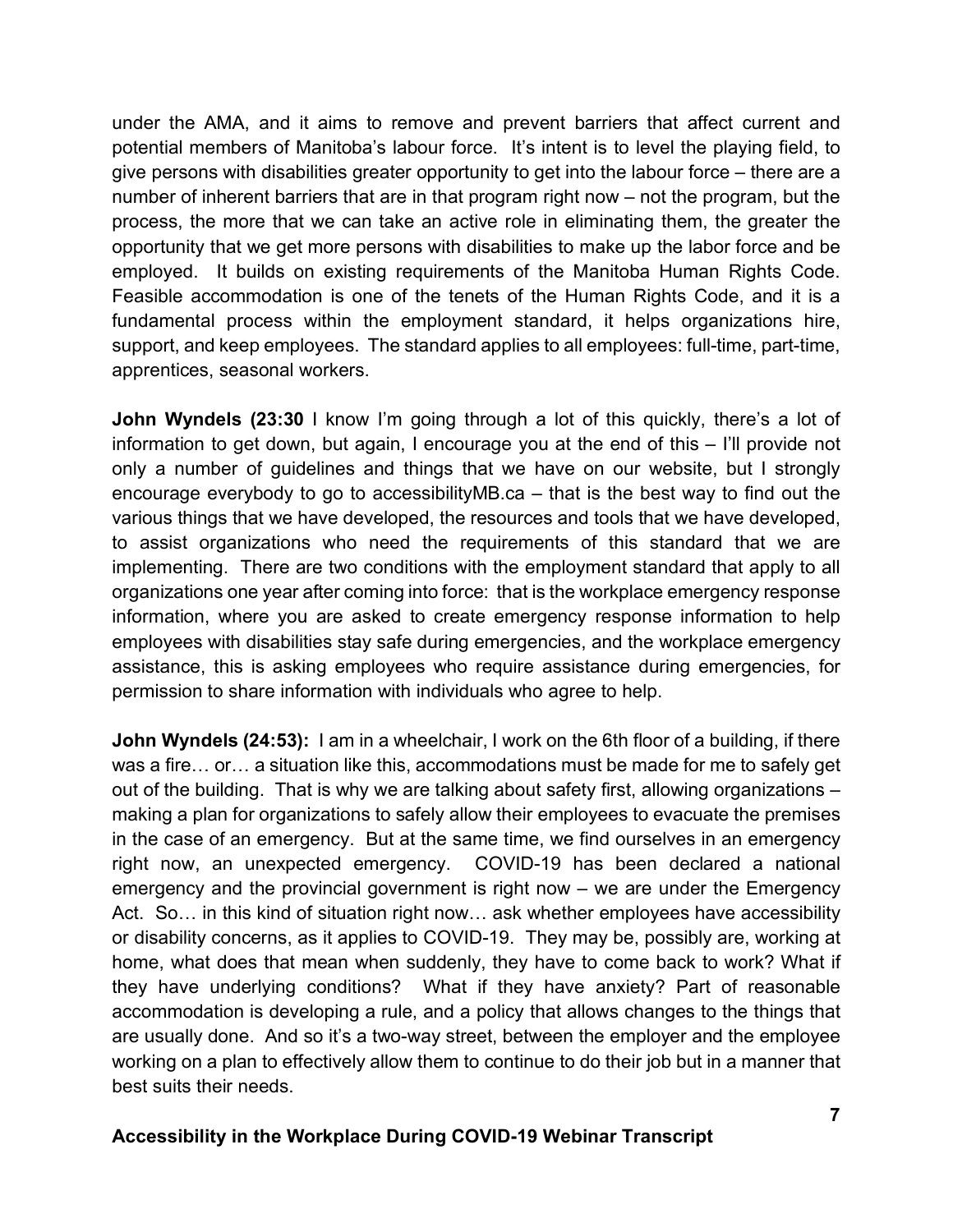under the AMA, and it aims to remove and prevent barriers that affect current and potential members of Manitoba's labour force. It's intent is to level the playing field, to give persons with disabilities greater opportunity to get into the labour force – there are a number of inherent barriers that are in that program right now – not the program, but the process, the more that we can take an active role in eliminating them, the greater the opportunity that we get more persons with disabilities to make up the labor force and be employed. It builds on existing requirements of the Manitoba Human Rights Code. Feasible accommodation is one of the tenets of the Human Rights Code, and it is a fundamental process within the employment standard, it helps organizations hire, support, and keep employees. The standard applies to all employees: full-time, part-time, apprentices, seasonal workers.

**John Wyndels (23:30** I know I'm going through a lot of this quickly, there's a lot of information to get down, but again, I encourage you at the end of this – I'll provide not only a number of guidelines and things that we have on our website, but I strongly encourage everybody to go to accessibilityMB.ca – that is the best way to find out the various things that we have developed, the resources and tools that we have developed, to assist organizations who need the requirements of this standard that we are implementing. There are two conditions with the employment standard that apply to all organizations one year after coming into force: that is the workplace emergency response information, where you are asked to create emergency response information to help employees with disabilities stay safe during emergencies, and the workplace emergency assistance, this is asking employees who require assistance during emergencies, for permission to share information with individuals who agree to help.

**John Wyndels (24:53):** I am in a wheelchair, I work on the 6th floor of a building, if there was a fire… or… a situation like this, accommodations must be made for me to safely get out of the building. That is why we are talking about safety first, allowing organizations – making a plan for organizations to safely allow their employees to evacuate the premises in the case of an emergency. But at the same time, we find ourselves in an emergency right now, an unexpected emergency. COVID-19 has been declared a national emergency and the provincial government is right now – we are under the Emergency Act. So… in this kind of situation right now… ask whether employees have accessibility or disability concerns, as it applies to COVID-19. They may be, possibly are, working at home, what does that mean when suddenly, they have to come back to work? What if they have underlying conditions? What if they have anxiety? Part of reasonable accommodation is developing a rule, and a policy that allows changes to the things that are usually done. And so it's a two-way street, between the employer and the employee working on a plan to effectively allow them to continue to do their job but in a manner that best suits their needs.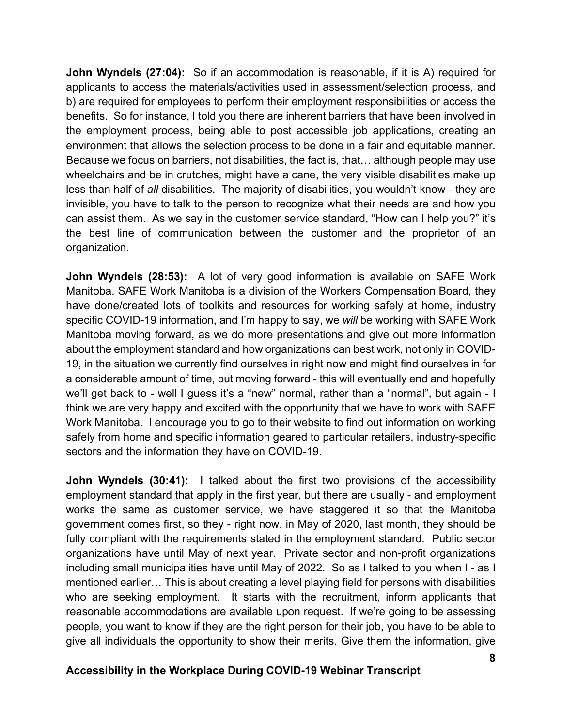**John Wyndels (27:04):** So if an accommodation is reasonable, if it is A) required for applicants to access the materials/activities used in assessment/selection process, and b) are required for employees to perform their employment responsibilities or access the benefits. So for instance, I told you there are inherent barriers that have been involved in the employment process, being able to post accessible job applications, creating an environment that allows the selection process to be done in a fair and equitable manner. Because we focus on barriers, not disabilities, the fact is, that… although people may use wheelchairs and be in crutches, might have a cane, the very visible disabilities make up less than half of *all* disabilities. The majority of disabilities, you wouldn't know - they are invisible, you have to talk to the person to recognize what their needs are and how you can assist them. As we say in the customer service standard, "How can I help you?" it's the best line of communication between the customer and the proprietor of an organization.

**John Wyndels (28:53):** A lot of very good information is available on SAFE Work Manitoba. SAFE Work Manitoba is a division of the Workers Compensation Board, they have done/created lots of toolkits and resources for working safely at home, industry specific COVID-19 information, and I'm happy to say, we *will* be working with SAFE Work Manitoba moving forward, as we do more presentations and give out more information about the employment standard and how organizations can best work, not only in COVID-19, in the situation we currently find ourselves in right now and might find ourselves in for a considerable amount of time, but moving forward - this will eventually end and hopefully we'll get back to - well I guess it's a "new" normal, rather than a "normal", but again - I think we are very happy and excited with the opportunity that we have to work with SAFE Work Manitoba. I encourage you to go to their website to find out information on working safely from home and specific information geared to particular retailers, industry-specific sectors and the information they have on COVID-19.

**John Wyndels (30:41):** I talked about the first two provisions of the accessibility employment standard that apply in the first year, but there are usually - and employment works the same as customer service, we have staggered it so that the Manitoba government comes first, so they - right now, in May of 2020, last month, they should be fully compliant with the requirements stated in the employment standard. Public sector organizations have until May of next year. Private sector and non-profit organizations including small municipalities have until May of 2022. So as I talked to you when I - as I mentioned earlier… This is about creating a level playing field for persons with disabilities who are seeking employment. It starts with the recruitment, inform applicants that reasonable accommodations are available upon request. If we're going to be assessing people, you want to know if they are the right person for their job, you have to be able to give all individuals the opportunity to show their merits. Give them the information, give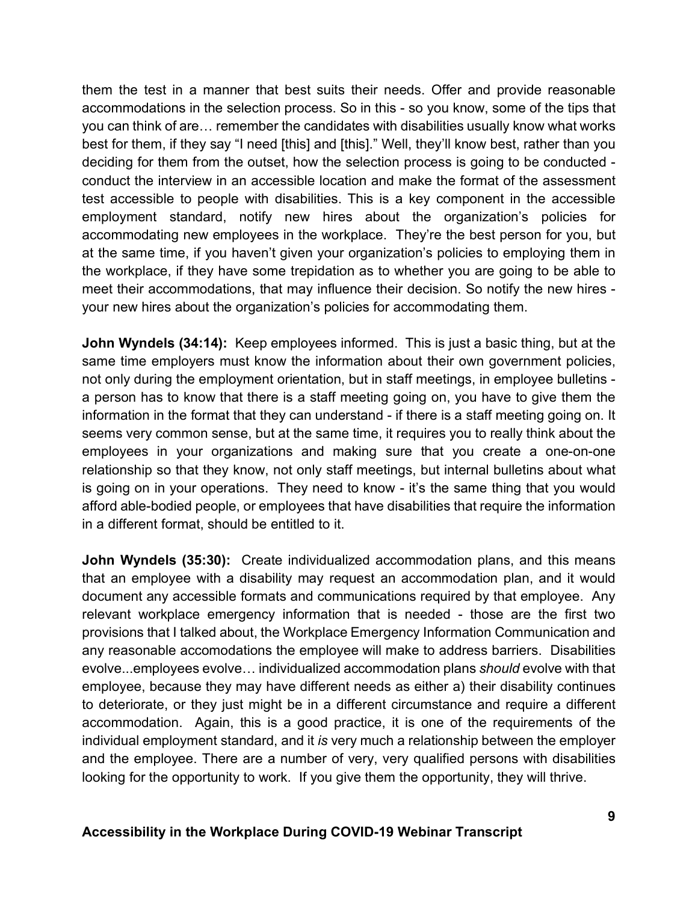them the test in a manner that best suits their needs. Offer and provide reasonable accommodations in the selection process. So in this - so you know, some of the tips that you can think of are… remember the candidates with disabilities usually know what works best for them, if they say "I need [this] and [this]." Well, they'll know best, rather than you deciding for them from the outset, how the selection process is going to be conducted - conduct the interview in an accessible location and make the format of the assessment test accessible to people with disabilities. This is a key component in the accessible employment standard, notify new hires about the organization's policies for accommodating new employees in the workplace. They're the best person for you, but at the same time, if you haven't given your organization's policies to employing them in the workplace, if they have some trepidation as to whether you are going to be able to meet their accommodations, that may influence their decision. So notify the new hires - your new hires about the organization's policies for accommodating them.

**John Wyndels (34:14):** Keep employees informed. This is just a basic thing, but at the same time employers must know the information about their own government policies, not only during the employment orientation, but in staff meetings, in employee bulletins - a person has to know that there is a staff meeting going on, you have to give them the information in the format that they can understand - if there is a staff meeting going on. It seems very common sense, but at the same time, it requires you to really think about the employees in your organizations and making sure that you create a one-on-one relationship so that they know, not only staff meetings, but internal bulletins about what is going on in your operations. They need to know - it's the same thing that you would afford able-bodied people, or employees that have disabilities that require the information in a different format, should be entitled to it.

**John Wyndels (35:30):** Create individualized accommodation plans, and this means that an employee with a disability may request an accommodation plan, and it would document any accessible formats and communications required by that employee. Any relevant workplace emergency information that is needed - those are the first two provisions that I talked about, the Workplace Emergency Information Communication and any reasonable accomodations the employee will make to address barriers. Disabilities evolve...employees evolve… individualized accommodation plans *should* evolve with that employee, because they may have different needs as either a) their disability continues to deteriorate, or they just might be in a different circumstance and require a different accommodation. Again, this is a good practice, it is one of the requirements of the individual employment standard, and it *is* very much a relationship between the employer and the employee. There are a number of very, very qualified persons with disabilities looking for the opportunity to work. If you give them the opportunity, they will thrive.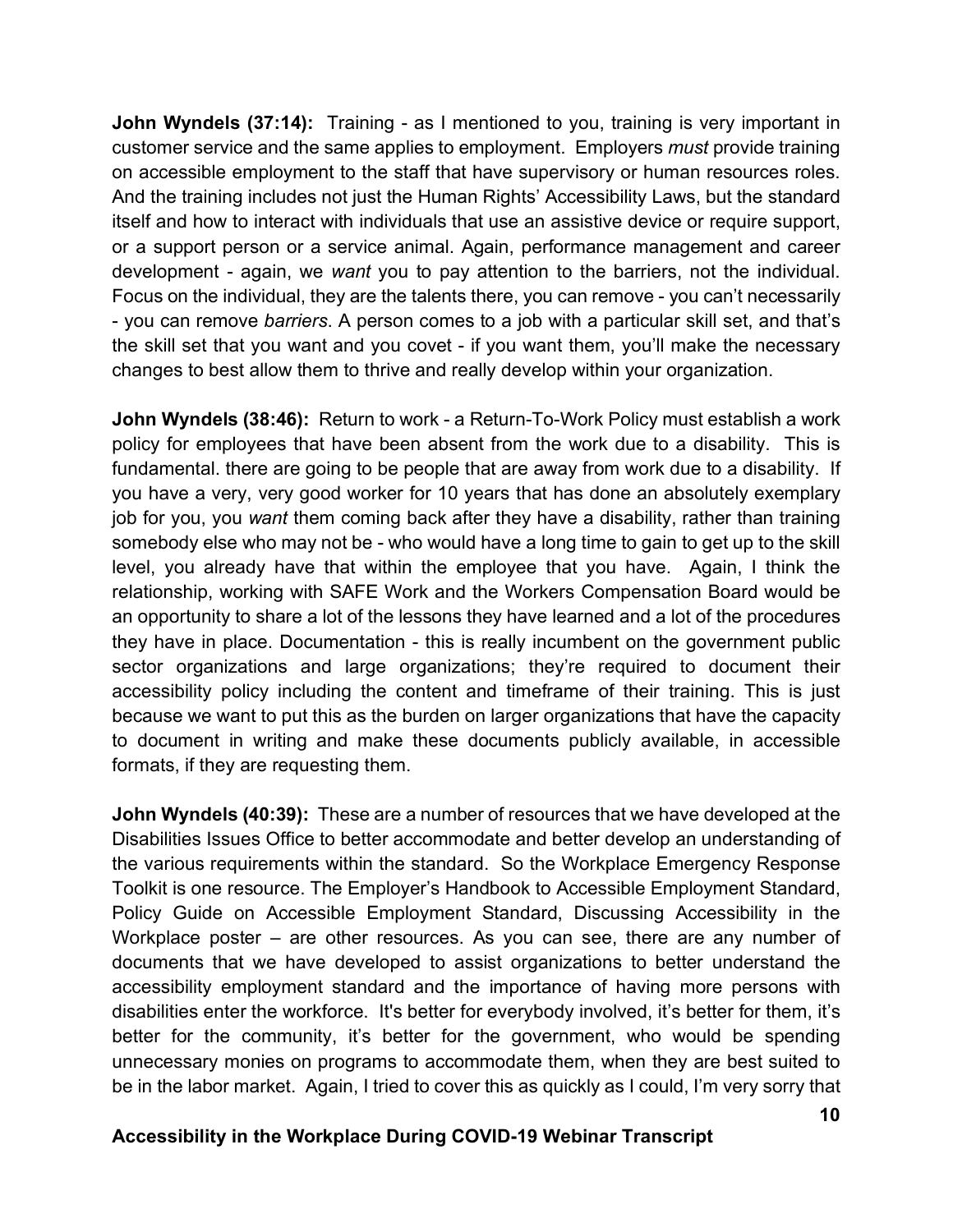**John Wyndels (37:14):** Training - as I mentioned to you, training is very important in customer service and the same applies to employment. Employers *must* provide training on accessible employment to the staff that have supervisory or human resources roles. And the training includes not just the Human Rights' Accessibility Laws, but the standard itself and how to interact with individuals that use an assistive device or require support, or a support person or a service animal. Again, performance management and career development - again, we *want* you to pay attention to the barriers, not the individual. Focus on the individual, they are the talents there, you can remove - you can't necessarily - you can remove *barriers*. A person comes to a job with a particular skill set, and that's the skill set that you want and you covet - if you want them, you'll make the necessary changes to best allow them to thrive and really develop within your organization.

**John Wyndels (38:46):** Return to work - a Return-To-Work Policy must establish a work policy for employees that have been absent from the work due to a disability. This is fundamental. there are going to be people that are away from work due to a disability. If you have a very, very good worker for 10 years that has done an absolutely exemplary job for you, you *want* them coming back after they have a disability, rather than training somebody else who may not be - who would have a long time to gain to get up to the skill level, you already have that within the employee that you have. Again, I think the relationship, working with SAFE Work and the Workers Compensation Board would be an opportunity to share a lot of the lessons they have learned and a lot of the procedures they have in place. Documentation - this is really incumbent on the government public sector organizations and large organizations; they're required to document their accessibility policy including the content and timeframe of their training. This is just because we want to put this as the burden on larger organizations that have the capacity to document in writing and make these documents publicly available, in accessible formats, if they are requesting them.

**John Wyndels (40:39):** These are a number of resources that we have developed at the Disabilities Issues Office to better accommodate and better develop an understanding of the various requirements within the standard. So the Workplace Emergency Response Toolkit is one resource. The Employer's Handbook to Accessible Employment Standard, Policy Guide on Accessible Employment Standard, Discussing Accessibility in the Workplace poster – are other resources. As you can see, there are any number of documents that we have developed to assist organizations to better understand the accessibility employment standard and the importance of having more persons with disabilities enter the workforce. It's better for everybody involved, it's better for them, it's better for the community, it's better for the government, who would be spending unnecessary monies on programs to accommodate them, when they are best suited to be in the labor market. Again, I tried to cover this as quickly as I could, I'm very sorry that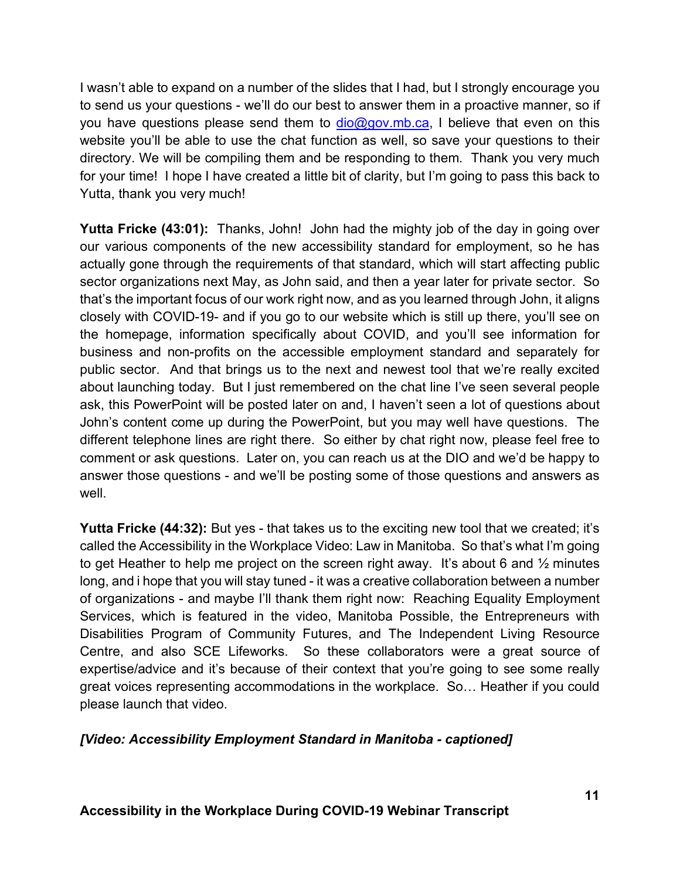I wasn't able to expand on a number of the slides that I had, but I strongly encourage you to send us your questions - we'll do our best to answer them in a proactive manner, so if you have questions please send them to dio@gov.mb.ca, I believe that even on this website you'll be able to use the chat function as well, so save your questions to their directory. We will be compiling them and be responding to them. Thank you very much for your time! I hope I have created a little bit of clarity, but I'm going to pass this back to Yutta, thank you very much!

**Yutta Fricke (43:01):** Thanks, John! John had the mighty job of the day in going over our various components of the new accessibility standard for employment, so he has actually gone through the requirements of that standard, which will start affecting public sector organizations next May, as John said, and then a year later for private sector. So that's the important focus of our work right now, and as you learned through John, it aligns closely with COVID-19- and if you go to our website which is still up there, you'll see on the homepage, information specifically about COVID, and you'll see information for business and non-profits on the accessible employment standard and separately for public sector. And that brings us to the next and newest tool that we're really excited about launching today. But I just remembered on the chat line I've seen several people ask, this PowerPoint will be posted later on and, I haven't seen a lot of questions about John's content come up during the PowerPoint, but you may well have questions. The different telephone lines are right there. So either by chat right now, please feel free to comment or ask questions. Later on, you can reach us at the DIO and we'd be happy to answer those questions - and we'll be posting some of those questions and answers as well.

**Yutta Fricke (44:32):** But yes - that takes us to the exciting new tool that we created; it's called the Accessibility in the Workplace Video: Law in Manitoba. So that's what I'm going to get Heather to help me project on the screen right away. It's about 6 and ½ minutes long, and i hope that you will stay tuned - it was a creative collaboration between a number of organizations - and maybe I'll thank them right now: Reaching Equality Employment Services, which is featured in the video, Manitoba Possible, the Entrepreneurs with Disabilities Program of Community Futures, and The Independent Living Resource Centre, and also SCE Lifeworks. So these collaborators were a great source of expertise/advice and it's because of their context that you're going to see some really great voices representing accommodations in the workplace. So… Heather if you could please launch that video.

***[Video: Accessibility Employment Standard in Manitoba - captioned]***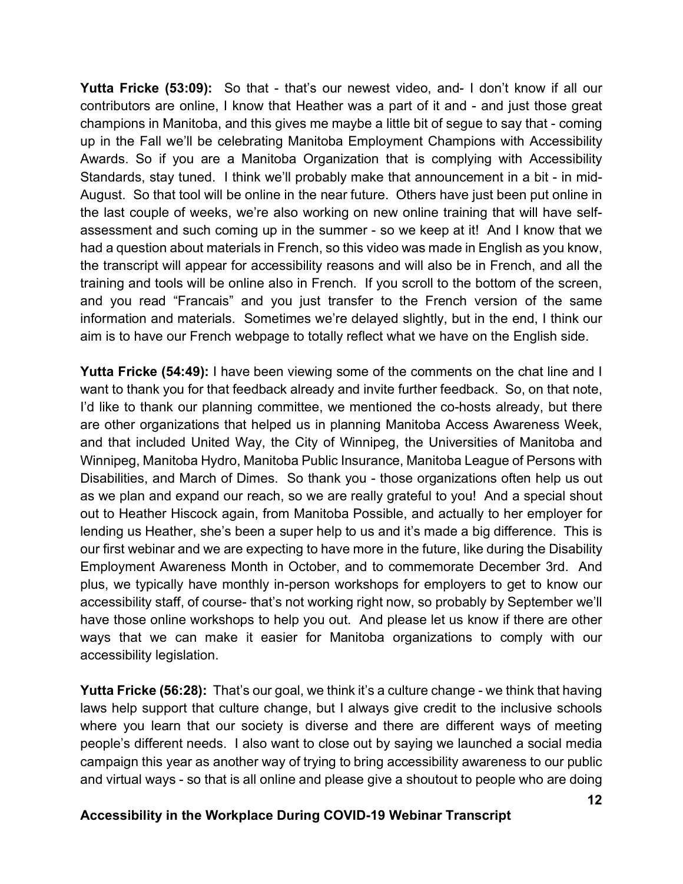**Yutta Fricke (53:09):** So that - that's our newest video, and- I don't know if all our contributors are online, I know that Heather was a part of it and - and just those great champions in Manitoba, and this gives me maybe a little bit of segue to say that - coming up in the Fall we'll be celebrating Manitoba Employment Champions with Accessibility Awards. So if you are a Manitoba Organization that is complying with Accessibility Standards, stay tuned. I think we'll probably make that announcement in a bit - in mid-August. So that tool will be online in the near future. Others have just been put online in the last couple of weeks, we're also working on new online training that will have self-assessment and such coming up in the summer - so we keep at it! And I know that we had a question about materials in French, so this video was made in English as you know, the transcript will appear for accessibility reasons and will also be in French, and all the training and tools will be online also in French. If you scroll to the bottom of the screen, and you read "Francais" and you just transfer to the French version of the same information and materials. Sometimes we're delayed slightly, but in the end, I think our aim is to have our French webpage to totally reflect what we have on the English side.

**Yutta Fricke (54:49):** I have been viewing some of the comments on the chat line and I want to thank you for that feedback already and invite further feedback. So, on that note, I'd like to thank our planning committee, we mentioned the co-hosts already, but there are other organizations that helped us in planning Manitoba Access Awareness Week, and that included United Way, the City of Winnipeg, the Universities of Manitoba and Winnipeg, Manitoba Hydro, Manitoba Public Insurance, Manitoba League of Persons with Disabilities, and March of Dimes. So thank you - those organizations often help us out as we plan and expand our reach, so we are really grateful to you! And a special shout out to Heather Hiscock again, from Manitoba Possible, and actually to her employer for lending us Heather, she's been a super help to us and it's made a big difference. This is our first webinar and we are expecting to have more in the future, like during the Disability Employment Awareness Month in October, and to commemorate December 3rd. And plus, we typically have monthly in-person workshops for employers to get to know our accessibility staff, of course- that's not working right now, so probably by September we'll have those online workshops to help you out. And please let us know if there are other ways that we can make it easier for Manitoba organizations to comply with our accessibility legislation.

**Yutta Fricke (56:28):** That's our goal, we think it's a culture change - we think that having laws help support that culture change, but I always give credit to the inclusive schools where you learn that our society is diverse and there are different ways of meeting people's different needs. I also want to close out by saying we launched a social media campaign this year as another way of trying to bring accessibility awareness to our public and virtual ways - so that is all online and please give a shoutout to people who are doing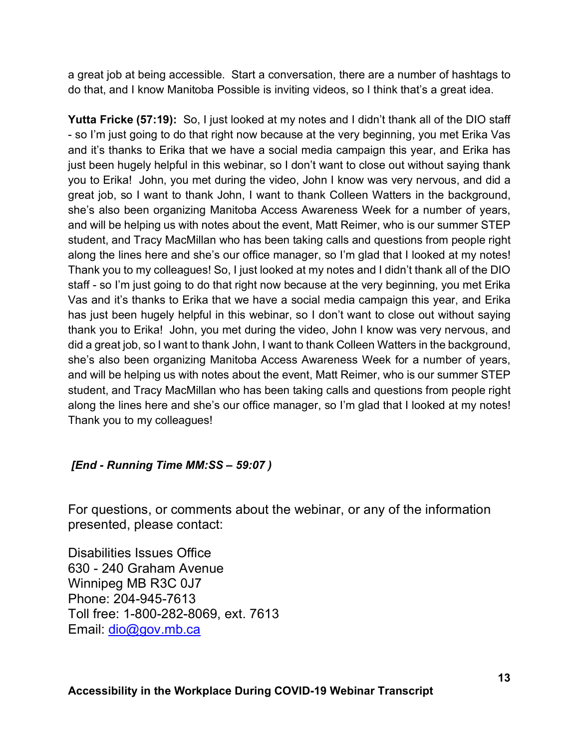a great job at being accessible. Start a conversation, there are a number of hashtags to do that, and I know Manitoba Possible is inviting videos, so I think that's a great idea.

**Yutta Fricke (57:19):** So, I just looked at my notes and I didn't thank all of the DIO staff - so I'm just going to do that right now because at the very beginning, you met Erika Vas and it's thanks to Erika that we have a social media campaign this year, and Erika has just been hugely helpful in this webinar, so I don't want to close out without saying thank you to Erika! John, you met during the video, John I know was very nervous, and did a great job, so I want to thank John, I want to thank Colleen Watters in the background, she's also been organizing Manitoba Access Awareness Week for a number of years, and will be helping us with notes about the event, Matt Reimer, who is our summer STEP student, and Tracy MacMillan who has been taking calls and questions from people right along the lines here and she's our office manager, so I'm glad that I looked at my notes! Thank you to my colleagues! So, I just looked at my notes and I didn't thank all of the DIO staff - so I'm just going to do that right now because at the very beginning, you met Erika Vas and it's thanks to Erika that we have a social media campaign this year, and Erika has just been hugely helpful in this webinar, so I don't want to close out without saying thank you to Erika! John, you met during the video, John I know was very nervous, and did a great job, so I want to thank John, I want to thank Colleen Watters in the background, she's also been organizing Manitoba Access Awareness Week for a number of years, and will be helping us with notes about the event, Matt Reimer, who is our summer STEP student, and Tracy MacMillan who has been taking calls and questions from people right along the lines here and she's our office manager, so I'm glad that I looked at my notes! Thank you to my colleagues!

***[End - Running Time MM:SS – 59:07 )***

For questions, or comments about the webinar, or any of the information presented, please contact:

Disabilities Issues Office
630 - 240 Graham Avenue
Winnipeg MB R3C 0J7
Phone: 204-945-7613
Toll free: 1-800-282-8069, ext. 7613
Email: dio@gov.mb.ca